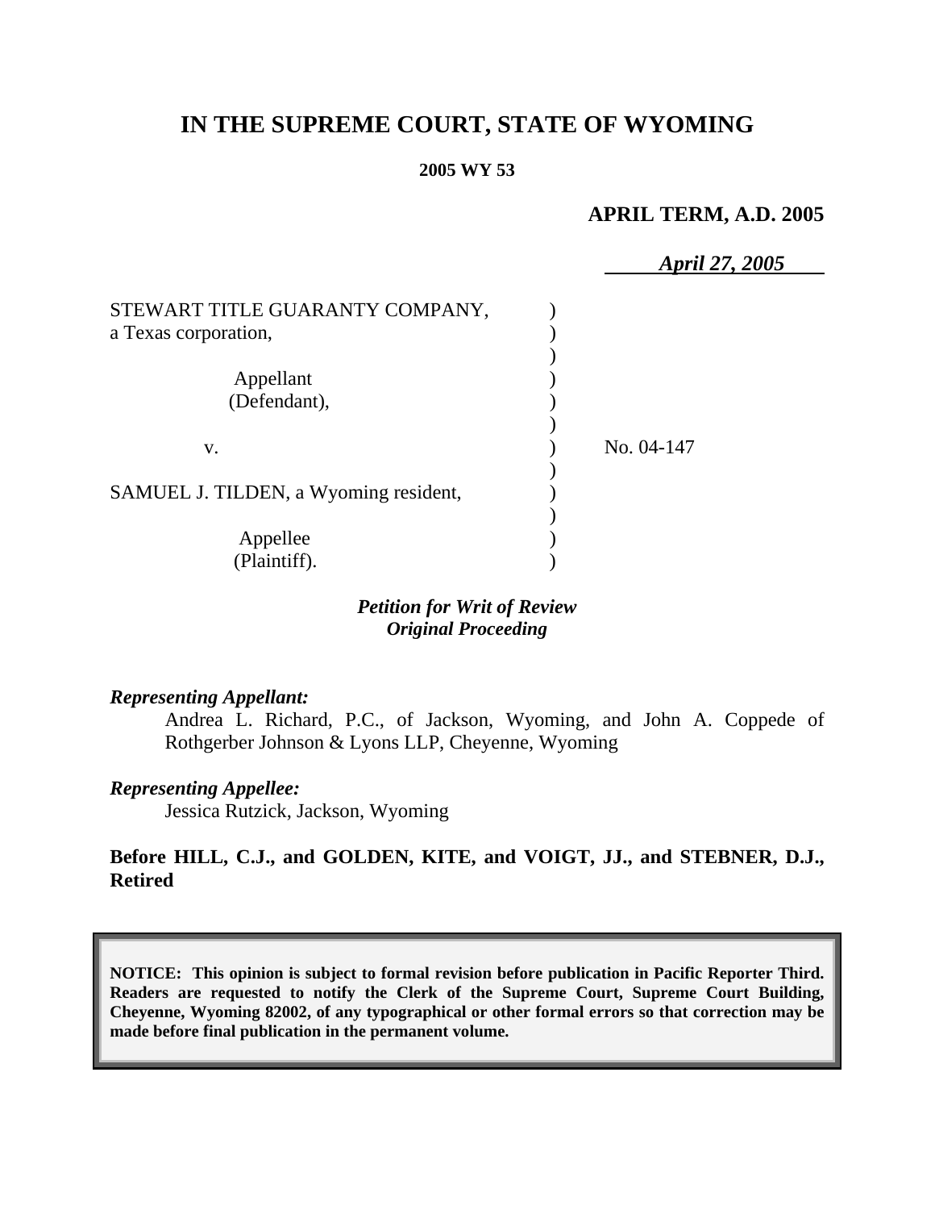# IN THE SUPREME COURT, STATE OF WYOMING

**2005 WY 53**

**APRIL TERM, A.D. 2005**

*April 27, 2005*

STEWART TITLE GUARANTY COMPANY, a Texas corporation,

Appellant (Defendant),

v.

SAMUEL J. TILDEN, a Wyoming resident,

Appellee (Plaintiff).

No. 04-147

***Petition for Writ of Review***
***Original Proceeding***

***Representing Appellant:***

Andrea L. Richard, P.C., of Jackson, Wyoming, and John A. Coppede of Rothgerber Johnson & Lyons LLP, Cheyenne, Wyoming

***Representing Appellee:***

Jessica Rutzick, Jackson, Wyoming

**Before HILL, C.J., and GOLDEN, KITE, and VOIGT, JJ., and STEBNER, D.J., Retired**

**NOTICE: This opinion is subject to formal revision before publication in Pacific Reporter Third. Readers are requested to notify the Clerk of the Supreme Court, Supreme Court Building, Cheyenne, Wyoming 82002, of any typographical or other formal errors so that correction may be made before final publication in the permanent volume.**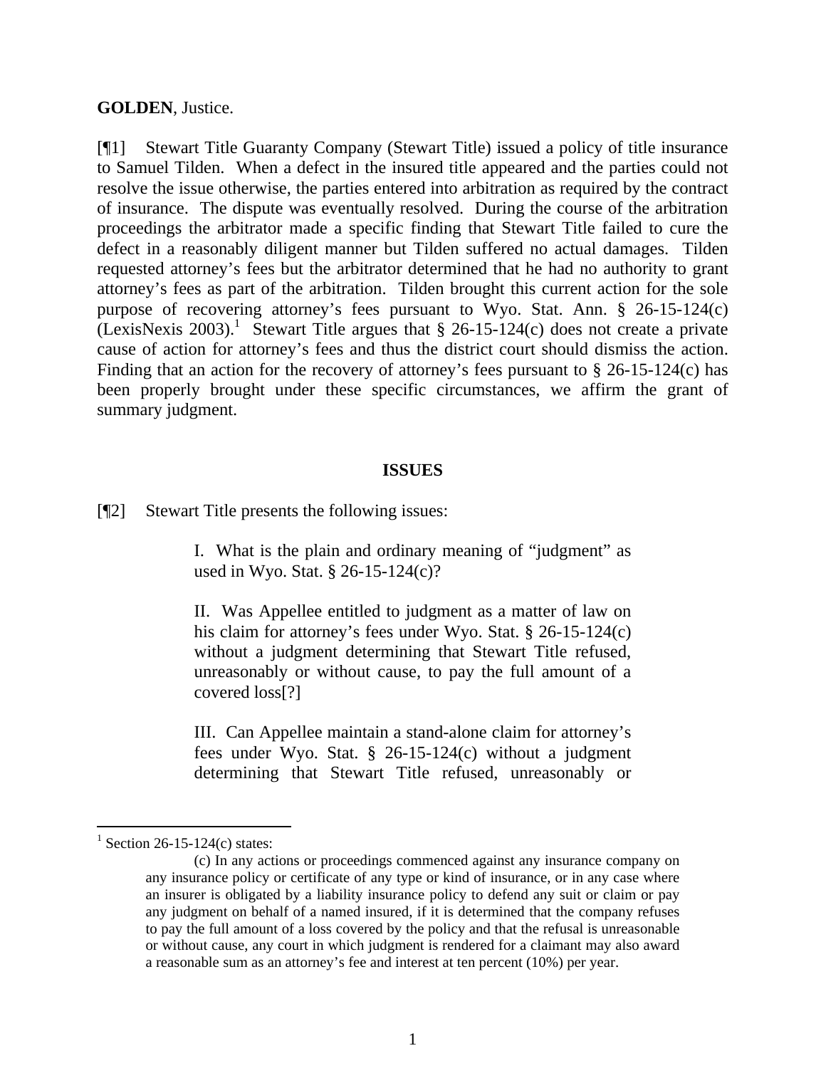**GOLDEN**, Justice.

[¶1] Stewart Title Guaranty Company (Stewart Title) issued a policy of title insurance to Samuel Tilden. When a defect in the insured title appeared and the parties could not resolve the issue otherwise, the parties entered into arbitration as required by the contract of insurance. The dispute was eventually resolved. During the course of the arbitration proceedings the arbitrator made a specific finding that Stewart Title failed to cure the defect in a reasonably diligent manner but Tilden suffered no actual damages. Tilden requested attorney's fees but the arbitrator determined that he had no authority to grant attorney's fees as part of the arbitration. Tilden brought this current action for the sole purpose of recovering attorney's fees pursuant to Wyo. Stat. Ann. § 26-15-124(c) (LexisNexis 2003).[1] Stewart Title argues that § 26-15-124(c) does not create a private cause of action for attorney's fees and thus the district court should dismiss the action. Finding that an action for the recovery of attorney's fees pursuant to § 26-15-124(c) has been properly brought under these specific circumstances, we affirm the grant of summary judgment.

## ISSUES

[¶2] Stewart Title presents the following issues:

> I. What is the plain and ordinary meaning of "judgment" as used in Wyo. Stat. § 26-15-124(c)?
>
> II. Was Appellee entitled to judgment as a matter of law on his claim for attorney's fees under Wyo. Stat. § 26-15-124(c) without a judgment determining that Stewart Title refused, unreasonably or without cause, to pay the full amount of a covered loss[?]
>
> III. Can Appellee maintain a stand-alone claim for attorney's fees under Wyo. Stat. § 26-15-124(c) without a judgment determining that Stewart Title refused, unreasonably or

---

[1] Section 26-15-124(c) states:

> (c) In any actions or proceedings commenced against any insurance company on any insurance policy or certificate of any type or kind of insurance, or in any case where an insurer is obligated by a liability insurance policy to defend any suit or claim or pay any judgment on behalf of a named insured, if it is determined that the company refuses to pay the full amount of a loss covered by the policy and that the refusal is unreasonable or without cause, any court in which judgment is rendered for a claimant may also award a reasonable sum as an attorney's fee and interest at ten percent (10%) per year.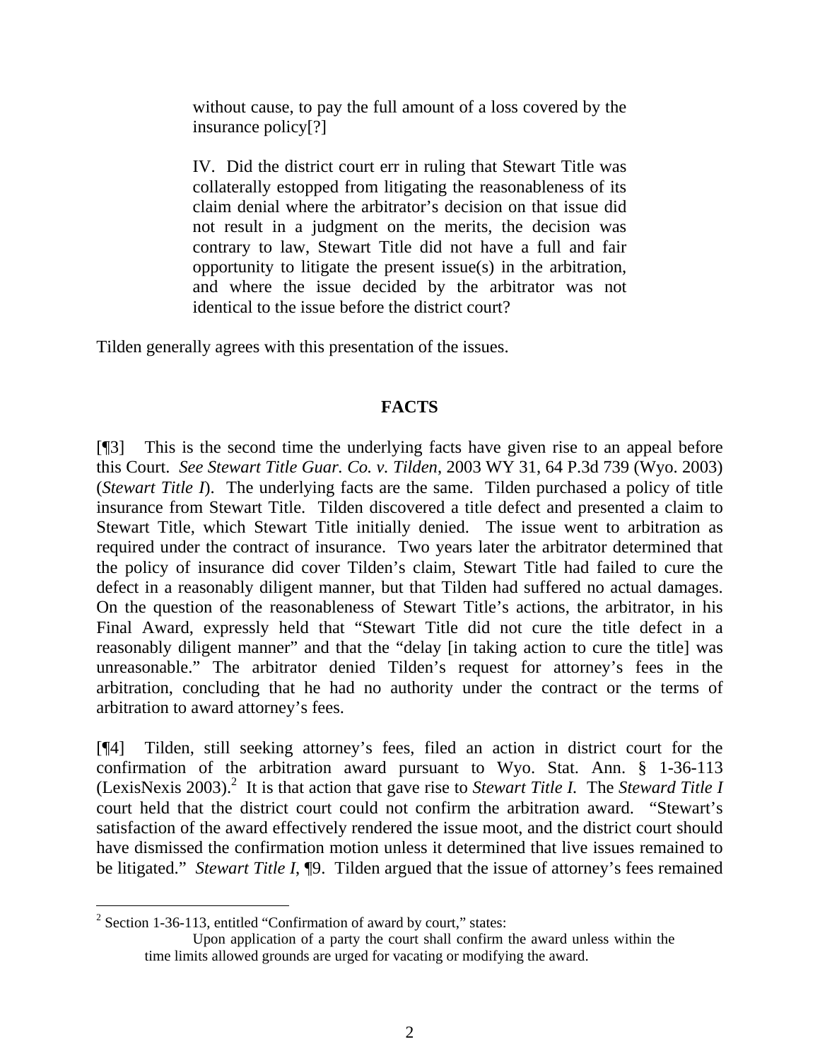> without cause, to pay the full amount of a loss covered by the insurance policy[?]
>
> IV. Did the district court err in ruling that Stewart Title was collaterally estopped from litigating the reasonableness of its claim denial where the arbitrator's decision on that issue did not result in a judgment on the merits, the decision was contrary to law, Stewart Title did not have a full and fair opportunity to litigate the present issue(s) in the arbitration, and where the issue decided by the arbitrator was not identical to the issue before the district court?

Tilden generally agrees with this presentation of the issues.

## FACTS

[¶3] This is the second time the underlying facts have given rise to an appeal before this Court. *See Stewart Title Guar. Co. v. Tilden*, 2003 WY 31, 64 P.3d 739 (Wyo. 2003) (*Stewart Title I*). The underlying facts are the same. Tilden purchased a policy of title insurance from Stewart Title. Tilden discovered a title defect and presented a claim to Stewart Title, which Stewart Title initially denied. The issue went to arbitration as required under the contract of insurance. Two years later the arbitrator determined that the policy of insurance did cover Tilden's claim, Stewart Title had failed to cure the defect in a reasonably diligent manner, but that Tilden had suffered no actual damages. On the question of the reasonableness of Stewart Title's actions, the arbitrator, in his Final Award, expressly held that "Stewart Title did not cure the title defect in a reasonably diligent manner" and that the "delay [in taking action to cure the title] was unreasonable." The arbitrator denied Tilden's request for attorney's fees in the arbitration, concluding that he had no authority under the contract or the terms of arbitration to award attorney's fees.

[¶4] Tilden, still seeking attorney's fees, filed an action in district court for the confirmation of the arbitration award pursuant to Wyo. Stat. Ann. § 1-36-113 (LexisNexis 2003).[2] It is that action that gave rise to *Stewart Title I.* The *Steward Title I* court held that the district court could not confirm the arbitration award. "Stewart's satisfaction of the award effectively rendered the issue moot, and the district court should have dismissed the confirmation motion unless it determined that live issues remained to be litigated." *Stewart Title I*, ¶9. Tilden argued that the issue of attorney's fees remained

---

[2] Section 1-36-113, entitled "Confirmation of award by court," states:

> Upon application of a party the court shall confirm the award unless within the time limits allowed grounds are urged for vacating or modifying the award.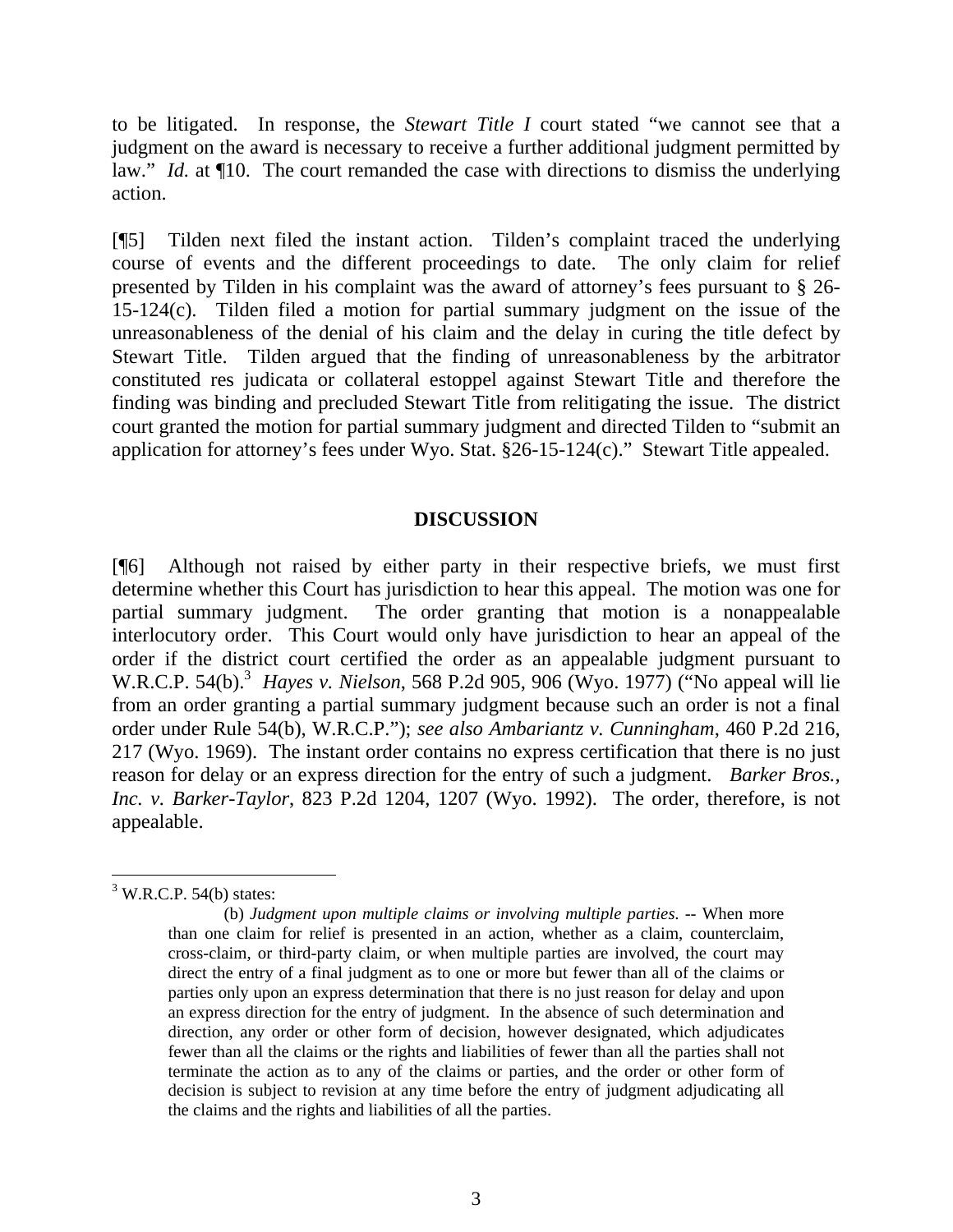to be litigated. In response, the *Stewart Title I* court stated "we cannot see that a judgment on the award is necessary to receive a further additional judgment permitted by law." *Id.* at ¶10. The court remanded the case with directions to dismiss the underlying action.

[¶5] Tilden next filed the instant action. Tilden's complaint traced the underlying course of events and the different proceedings to date. The only claim for relief presented by Tilden in his complaint was the award of attorney's fees pursuant to § 26-15-124(c). Tilden filed a motion for partial summary judgment on the issue of the unreasonableness of the denial of his claim and the delay in curing the title defect by Stewart Title. Tilden argued that the finding of unreasonableness by the arbitrator constituted res judicata or collateral estoppel against Stewart Title and therefore the finding was binding and precluded Stewart Title from relitigating the issue. The district court granted the motion for partial summary judgment and directed Tilden to "submit an application for attorney's fees under Wyo. Stat. §26-15-124(c)." Stewart Title appealed.

## DISCUSSION

[¶6] Although not raised by either party in their respective briefs, we must first determine whether this Court has jurisdiction to hear this appeal. The motion was one for partial summary judgment. The order granting that motion is a nonappealable interlocutory order. This Court would only have jurisdiction to hear an appeal of the order if the district court certified the order as an appealable judgment pursuant to W.R.C.P. 54(b).[3] *Hayes v. Nielson*, 568 P.2d 905, 906 (Wyo. 1977) ("No appeal will lie from an order granting a partial summary judgment because such an order is not a final order under Rule 54(b), W.R.C.P."); *see also Ambariantz v. Cunningham*, 460 P.2d 216, 217 (Wyo. 1969). The instant order contains no express certification that there is no just reason for delay or an express direction for the entry of such a judgment. *Barker Bros., Inc. v. Barker-Taylor*, 823 P.2d 1204, 1207 (Wyo. 1992). The order, therefore, is not appealable.

---

[3] W.R.C.P. 54(b) states:

> (b) *Judgment upon multiple claims or involving multiple parties.* -- When more than one claim for relief is presented in an action, whether as a claim, counterclaim, cross-claim, or third-party claim, or when multiple parties are involved, the court may direct the entry of a final judgment as to one or more but fewer than all of the claims or parties only upon an express determination that there is no just reason for delay and upon an express direction for the entry of judgment. In the absence of such determination and direction, any order or other form of decision, however designated, which adjudicates fewer than all the claims or the rights and liabilities of fewer than all the parties shall not terminate the action as to any of the claims or parties, and the order or other form of decision is subject to revision at any time before the entry of judgment adjudicating all the claims and the rights and liabilities of all the parties.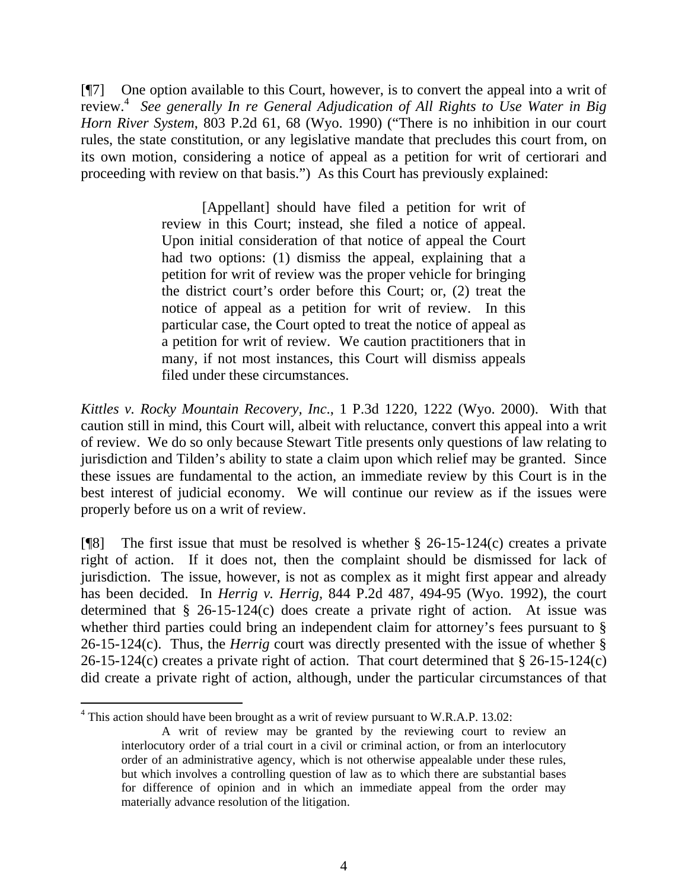[¶7] One option available to this Court, however, is to convert the appeal into a writ of review.[4] *See generally In re General Adjudication of All Rights to Use Water in Big Horn River System*, 803 P.2d 61, 68 (Wyo. 1990) ("There is no inhibition in our court rules, the state constitution, or any legislative mandate that precludes this court from, on its own motion, considering a notice of appeal as a petition for writ of certiorari and proceeding with review on that basis.") As this Court has previously explained:

> [Appellant] should have filed a petition for writ of review in this Court; instead, she filed a notice of appeal. Upon initial consideration of that notice of appeal the Court had two options: (1) dismiss the appeal, explaining that a petition for writ of review was the proper vehicle for bringing the district court's order before this Court; or, (2) treat the notice of appeal as a petition for writ of review. In this particular case, the Court opted to treat the notice of appeal as a petition for writ of review. We caution practitioners that in many, if not most instances, this Court will dismiss appeals filed under these circumstances.

*Kittles v. Rocky Mountain Recovery, Inc*., 1 P.3d 1220, 1222 (Wyo. 2000). With that caution still in mind, this Court will, albeit with reluctance, convert this appeal into a writ of review. We do so only because Stewart Title presents only questions of law relating to jurisdiction and Tilden's ability to state a claim upon which relief may be granted. Since these issues are fundamental to the action, an immediate review by this Court is in the best interest of judicial economy. We will continue our review as if the issues were properly before us on a writ of review.

[¶8] The first issue that must be resolved is whether § 26-15-124(c) creates a private right of action. If it does not, then the complaint should be dismissed for lack of jurisdiction. The issue, however, is not as complex as it might first appear and already has been decided. In *Herrig v. Herrig,* 844 P.2d 487, 494-95 (Wyo. 1992), the court determined that § 26-15-124(c) does create a private right of action. At issue was whether third parties could bring an independent claim for attorney's fees pursuant to § 26-15-124(c). Thus, the *Herrig* court was directly presented with the issue of whether § 26-15-124(c) creates a private right of action. That court determined that § 26-15-124(c) did create a private right of action, although, under the particular circumstances of that

---

[4] This action should have been brought as a writ of review pursuant to W.R.A.P. 13.02:

> A writ of review may be granted by the reviewing court to review an interlocutory order of a trial court in a civil or criminal action, or from an interlocutory order of an administrative agency, which is not otherwise appealable under these rules, but which involves a controlling question of law as to which there are substantial bases for difference of opinion and in which an immediate appeal from the order may materially advance resolution of the litigation.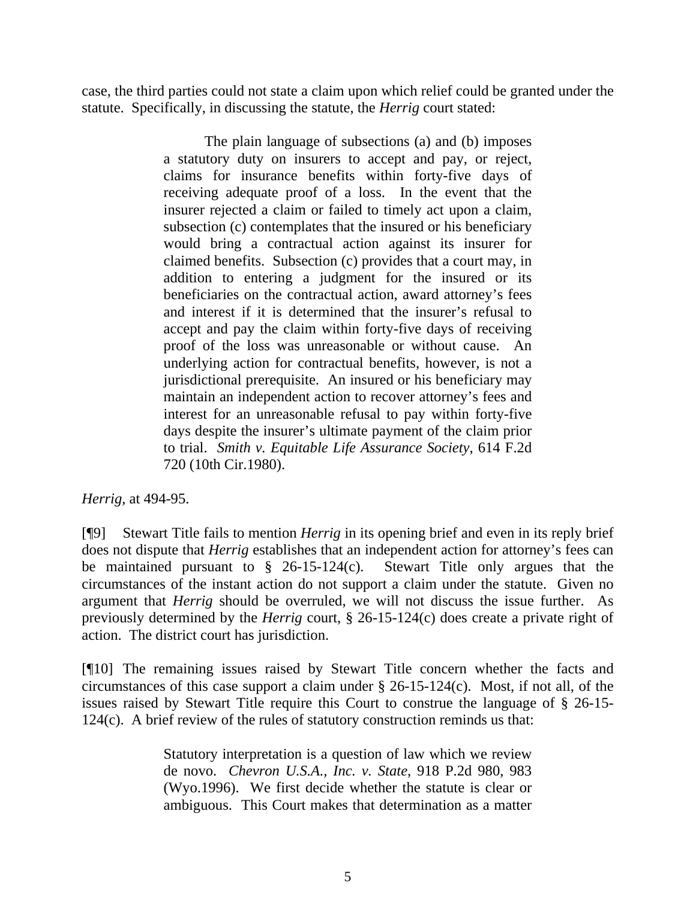case, the third parties could not state a claim upon which relief could be granted under the statute. Specifically, in discussing the statute, the *Herrig* court stated:

> The plain language of subsections (a) and (b) imposes a statutory duty on insurers to accept and pay, or reject, claims for insurance benefits within forty-five days of receiving adequate proof of a loss. In the event that the insurer rejected a claim or failed to timely act upon a claim, subsection (c) contemplates that the insured or his beneficiary would bring a contractual action against its insurer for claimed benefits. Subsection (c) provides that a court may, in addition to entering a judgment for the insured or its beneficiaries on the contractual action, award attorney's fees and interest if it is determined that the insurer's refusal to accept and pay the claim within forty-five days of receiving proof of the loss was unreasonable or without cause. An underlying action for contractual benefits, however, is not a jurisdictional prerequisite. An insured or his beneficiary may maintain an independent action to recover attorney's fees and interest for an unreasonable refusal to pay within forty-five days despite the insurer's ultimate payment of the claim prior to trial. *Smith v. Equitable Life Assurance Society*, 614 F.2d 720 (10th Cir.1980).

*Herrig*, at 494-95.

[¶9] Stewart Title fails to mention *Herrig* in its opening brief and even in its reply brief does not dispute that *Herrig* establishes that an independent action for attorney's fees can be maintained pursuant to § 26-15-124(c). Stewart Title only argues that the circumstances of the instant action do not support a claim under the statute. Given no argument that *Herrig* should be overruled, we will not discuss the issue further. As previously determined by the *Herrig* court, § 26-15-124(c) does create a private right of action. The district court has jurisdiction.

[¶10] The remaining issues raised by Stewart Title concern whether the facts and circumstances of this case support a claim under § 26-15-124(c). Most, if not all, of the issues raised by Stewart Title require this Court to construe the language of § 26-15-124(c). A brief review of the rules of statutory construction reminds us that:

> Statutory interpretation is a question of law which we review de novo. *Chevron U.S.A., Inc. v. State*, 918 P.2d 980, 983 (Wyo.1996). We first decide whether the statute is clear or ambiguous. This Court makes that determination as a matter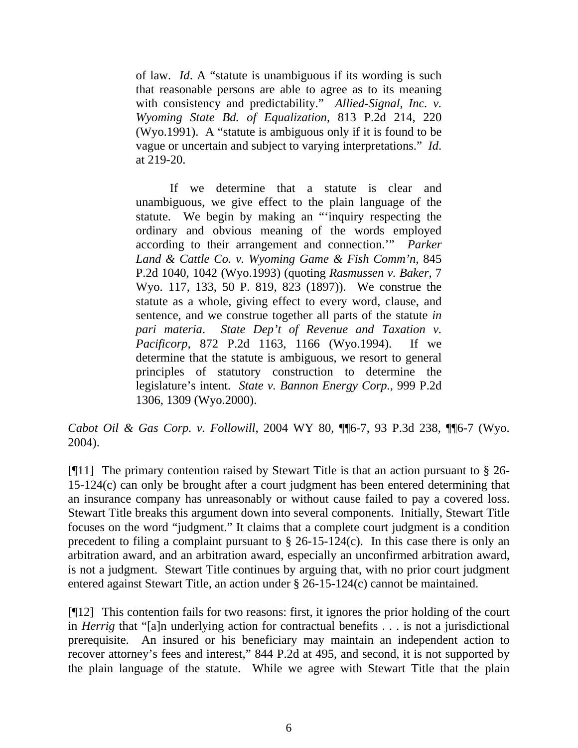> of law. *Id*. A "statute is unambiguous if its wording is such that reasonable persons are able to agree as to its meaning with consistency and predictability." *Allied-Signal, Inc. v. Wyoming State Bd. of Equalization*, 813 P.2d 214, 220 (Wyo.1991). A "statute is ambiguous only if it is found to be vague or uncertain and subject to varying interpretations." *Id*. at 219-20.
>
> If we determine that a statute is clear and unambiguous, we give effect to the plain language of the statute. We begin by making an "'inquiry respecting the ordinary and obvious meaning of the words employed according to their arrangement and connection.'" *Parker Land & Cattle Co. v. Wyoming Game & Fish Comm'n*, 845 P.2d 1040, 1042 (Wyo.1993) (quoting *Rasmussen v. Baker*, 7 Wyo. 117, 133, 50 P. 819, 823 (1897)). We construe the statute as a whole, giving effect to every word, clause, and sentence, and we construe together all parts of the statute *in pari materia*. *State Dep't of Revenue and Taxation v. Pacificorp*, 872 P.2d 1163, 1166 (Wyo.1994). If we determine that the statute is ambiguous, we resort to general principles of statutory construction to determine the legislature's intent. *State v. Bannon Energy Corp.*, 999 P.2d 1306, 1309 (Wyo.2000).

*Cabot Oil & Gas Corp. v. Followill*, 2004 WY 80, ¶¶6-7, 93 P.3d 238, ¶¶6-7 (Wyo. 2004).

[¶11] The primary contention raised by Stewart Title is that an action pursuant to § 26-15-124(c) can only be brought after a court judgment has been entered determining that an insurance company has unreasonably or without cause failed to pay a covered loss. Stewart Title breaks this argument down into several components. Initially, Stewart Title focuses on the word "judgment." It claims that a complete court judgment is a condition precedent to filing a complaint pursuant to § 26-15-124(c). In this case there is only an arbitration award, and an arbitration award, especially an unconfirmed arbitration award, is not a judgment. Stewart Title continues by arguing that, with no prior court judgment entered against Stewart Title, an action under § 26-15-124(c) cannot be maintained.

[¶12] This contention fails for two reasons: first, it ignores the prior holding of the court in *Herrig* that "[a]n underlying action for contractual benefits . . . is not a jurisdictional prerequisite. An insured or his beneficiary may maintain an independent action to recover attorney's fees and interest," 844 P.2d at 495, and second, it is not supported by the plain language of the statute. While we agree with Stewart Title that the plain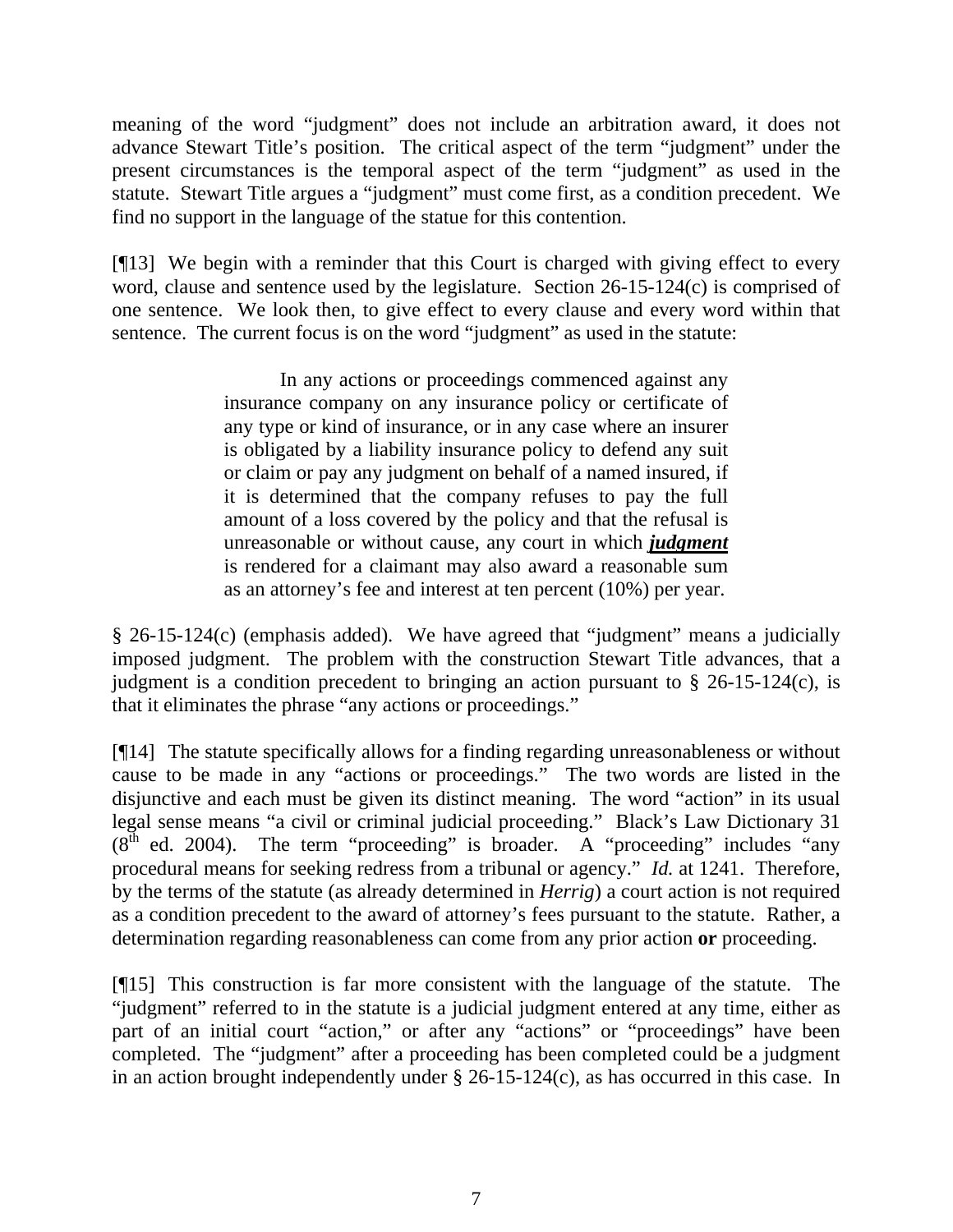meaning of the word "judgment" does not include an arbitration award, it does not advance Stewart Title's position. The critical aspect of the term "judgment" under the present circumstances is the temporal aspect of the term "judgment" as used in the statute. Stewart Title argues a "judgment" must come first, as a condition precedent. We find no support in the language of the statue for this contention.

[¶13] We begin with a reminder that this Court is charged with giving effect to every word, clause and sentence used by the legislature. Section 26-15-124(c) is comprised of one sentence. We look then, to give effect to every clause and every word within that sentence. The current focus is on the word "judgment" as used in the statute:

> In any actions or proceedings commenced against any insurance company on any insurance policy or certificate of any type or kind of insurance, or in any case where an insurer is obligated by a liability insurance policy to defend any suit or claim or pay any judgment on behalf of a named insured, if it is determined that the company refuses to pay the full amount of a loss covered by the policy and that the refusal is unreasonable or without cause, any court in which ***judgment*** is rendered for a claimant may also award a reasonable sum as an attorney's fee and interest at ten percent (10%) per year.

§ 26-15-124(c) (emphasis added). We have agreed that "judgment" means a judicially imposed judgment. The problem with the construction Stewart Title advances, that a judgment is a condition precedent to bringing an action pursuant to § 26-15-124(c), is that it eliminates the phrase "any actions or proceedings."

[¶14] The statute specifically allows for a finding regarding unreasonableness or without cause to be made in any "actions or proceedings." The two words are listed in the disjunctive and each must be given its distinct meaning. The word "action" in its usual legal sense means "a civil or criminal judicial proceeding." Black's Law Dictionary 31 (8th ed. 2004). The term "proceeding" is broader. A "proceeding" includes "any procedural means for seeking redress from a tribunal or agency." *Id.* at 1241. Therefore, by the terms of the statute (as already determined in *Herrig*) a court action is not required as a condition precedent to the award of attorney's fees pursuant to the statute. Rather, a determination regarding reasonableness can come from any prior action **or** proceeding.

[¶15] This construction is far more consistent with the language of the statute. The "judgment" referred to in the statute is a judicial judgment entered at any time, either as part of an initial court "action," or after any "actions" or "proceedings" have been completed. The "judgment" after a proceeding has been completed could be a judgment in an action brought independently under § 26-15-124(c), as has occurred in this case. In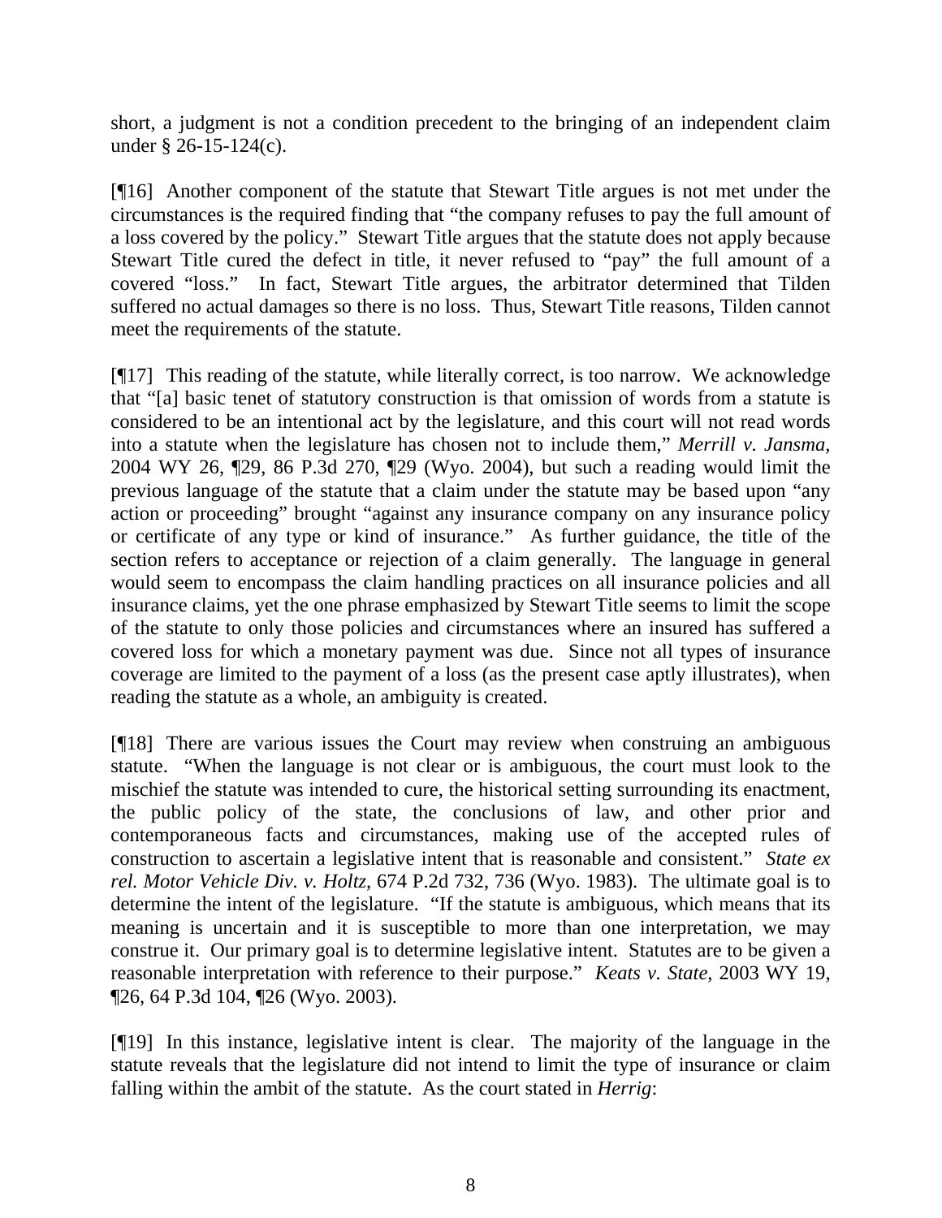short, a judgment is not a condition precedent to the bringing of an independent claim under § 26-15-124(c).

[¶16] Another component of the statute that Stewart Title argues is not met under the circumstances is the required finding that "the company refuses to pay the full amount of a loss covered by the policy." Stewart Title argues that the statute does not apply because Stewart Title cured the defect in title, it never refused to "pay" the full amount of a covered "loss." In fact, Stewart Title argues, the arbitrator determined that Tilden suffered no actual damages so there is no loss. Thus, Stewart Title reasons, Tilden cannot meet the requirements of the statute.

[¶17] This reading of the statute, while literally correct, is too narrow. We acknowledge that "[a] basic tenet of statutory construction is that omission of words from a statute is considered to be an intentional act by the legislature, and this court will not read words into a statute when the legislature has chosen not to include them," *Merrill v. Jansma*, 2004 WY 26, ¶29, 86 P.3d 270, ¶29 (Wyo. 2004), but such a reading would limit the previous language of the statute that a claim under the statute may be based upon "any action or proceeding" brought "against any insurance company on any insurance policy or certificate of any type or kind of insurance." As further guidance, the title of the section refers to acceptance or rejection of a claim generally. The language in general would seem to encompass the claim handling practices on all insurance policies and all insurance claims, yet the one phrase emphasized by Stewart Title seems to limit the scope of the statute to only those policies and circumstances where an insured has suffered a covered loss for which a monetary payment was due. Since not all types of insurance coverage are limited to the payment of a loss (as the present case aptly illustrates), when reading the statute as a whole, an ambiguity is created.

[¶18] There are various issues the Court may review when construing an ambiguous statute. "When the language is not clear or is ambiguous, the court must look to the mischief the statute was intended to cure, the historical setting surrounding its enactment, the public policy of the state, the conclusions of law, and other prior and contemporaneous facts and circumstances, making use of the accepted rules of construction to ascertain a legislative intent that is reasonable and consistent." *State ex rel. Motor Vehicle Div. v. Holtz*, 674 P.2d 732, 736 (Wyo. 1983). The ultimate goal is to determine the intent of the legislature. "If the statute is ambiguous, which means that its meaning is uncertain and it is susceptible to more than one interpretation, we may construe it. Our primary goal is to determine legislative intent. Statutes are to be given a reasonable interpretation with reference to their purpose." *Keats v. State*, 2003 WY 19, ¶26, 64 P.3d 104, ¶26 (Wyo. 2003).

[¶19] In this instance, legislative intent is clear. The majority of the language in the statute reveals that the legislature did not intend to limit the type of insurance or claim falling within the ambit of the statute. As the court stated in *Herrig*: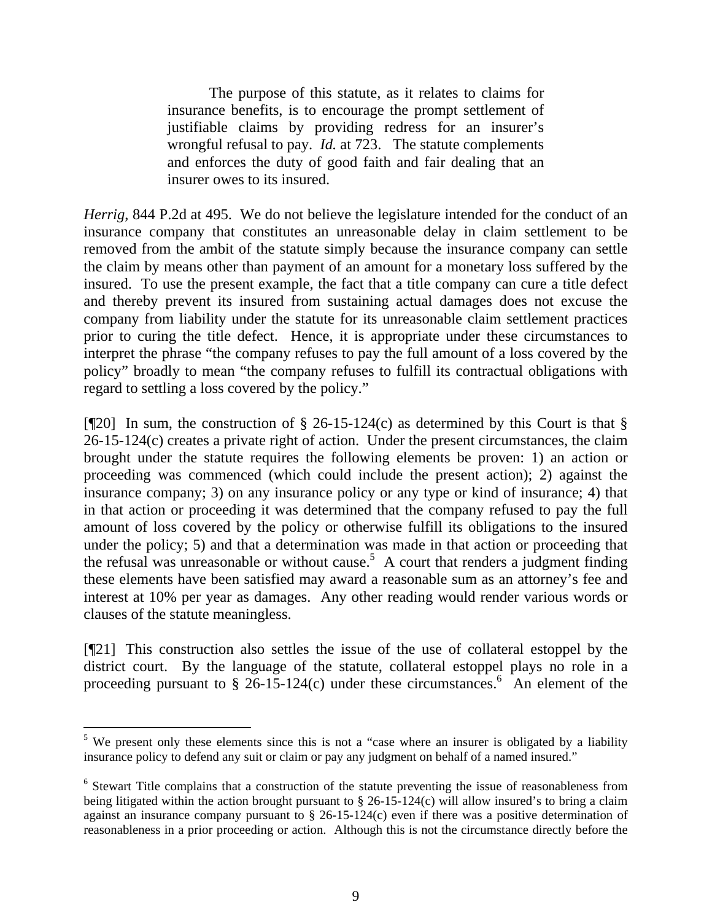> The purpose of this statute, as it relates to claims for insurance benefits, is to encourage the prompt settlement of justifiable claims by providing redress for an insurer's wrongful refusal to pay. *Id.* at 723. The statute complements and enforces the duty of good faith and fair dealing that an insurer owes to its insured.

*Herrig*, 844 P.2d at 495. We do not believe the legislature intended for the conduct of an insurance company that constitutes an unreasonable delay in claim settlement to be removed from the ambit of the statute simply because the insurance company can settle the claim by means other than payment of an amount for a monetary loss suffered by the insured. To use the present example, the fact that a title company can cure a title defect and thereby prevent its insured from sustaining actual damages does not excuse the company from liability under the statute for its unreasonable claim settlement practices prior to curing the title defect. Hence, it is appropriate under these circumstances to interpret the phrase "the company refuses to pay the full amount of a loss covered by the policy" broadly to mean "the company refuses to fulfill its contractual obligations with regard to settling a loss covered by the policy."

[¶20] In sum, the construction of § 26-15-124(c) as determined by this Court is that § 26-15-124(c) creates a private right of action. Under the present circumstances, the claim brought under the statute requires the following elements be proven: 1) an action or proceeding was commenced (which could include the present action); 2) against the insurance company; 3) on any insurance policy or any type or kind of insurance; 4) that in that action or proceeding it was determined that the company refused to pay the full amount of loss covered by the policy or otherwise fulfill its obligations to the insured under the policy; 5) and that a determination was made in that action or proceeding that the refusal was unreasonable or without cause.[5] A court that renders a judgment finding these elements have been satisfied may award a reasonable sum as an attorney's fee and interest at 10% per year as damages. Any other reading would render various words or clauses of the statute meaningless.

[¶21] This construction also settles the issue of the use of collateral estoppel by the district court. By the language of the statute, collateral estoppel plays no role in a proceeding pursuant to § 26-15-124(c) under these circumstances.[6] An element of the

---

[5] We present only these elements since this is not a "case where an insurer is obligated by a liability insurance policy to defend any suit or claim or pay any judgment on behalf of a named insured."

[6] Stewart Title complains that a construction of the statute preventing the issue of reasonableness from being litigated within the action brought pursuant to § 26-15-124(c) will allow insured's to bring a claim against an insurance company pursuant to § 26-15-124(c) even if there was a positive determination of reasonableness in a prior proceeding or action. Although this is not the circumstance directly before the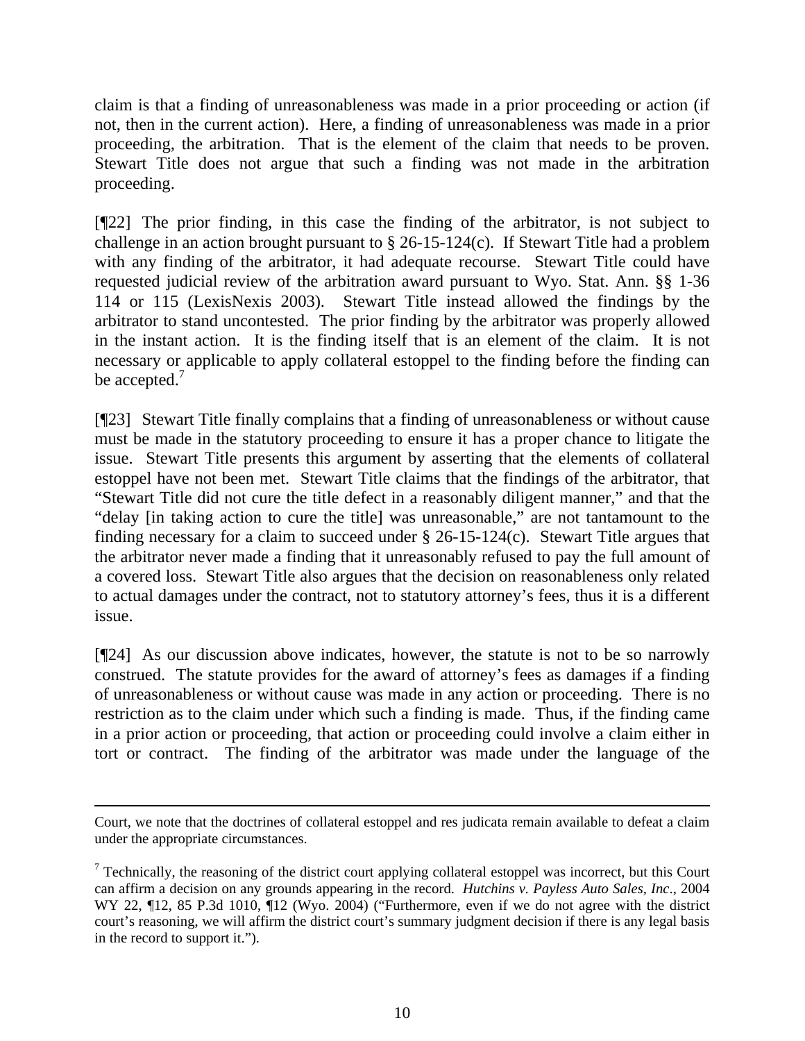claim is that a finding of unreasonableness was made in a prior proceeding or action (if not, then in the current action). Here, a finding of unreasonableness was made in a prior proceeding, the arbitration. That is the element of the claim that needs to be proven. Stewart Title does not argue that such a finding was not made in the arbitration proceeding.

[¶22] The prior finding, in this case the finding of the arbitrator, is not subject to challenge in an action brought pursuant to § 26-15-124(c). If Stewart Title had a problem with any finding of the arbitrator, it had adequate recourse. Stewart Title could have requested judicial review of the arbitration award pursuant to Wyo. Stat. Ann. §§ 1-36 114 or 115 (LexisNexis 2003). Stewart Title instead allowed the findings by the arbitrator to stand uncontested. The prior finding by the arbitrator was properly allowed in the instant action. It is the finding itself that is an element of the claim. It is not necessary or applicable to apply collateral estoppel to the finding before the finding can be accepted.[7]

[¶23] Stewart Title finally complains that a finding of unreasonableness or without cause must be made in the statutory proceeding to ensure it has a proper chance to litigate the issue. Stewart Title presents this argument by asserting that the elements of collateral estoppel have not been met. Stewart Title claims that the findings of the arbitrator, that "Stewart Title did not cure the title defect in a reasonably diligent manner," and that the "delay [in taking action to cure the title] was unreasonable," are not tantamount to the finding necessary for a claim to succeed under § 26-15-124(c). Stewart Title argues that the arbitrator never made a finding that it unreasonably refused to pay the full amount of a covered loss. Stewart Title also argues that the decision on reasonableness only related to actual damages under the contract, not to statutory attorney's fees, thus it is a different issue.

[¶24] As our discussion above indicates, however, the statute is not to be so narrowly construed. The statute provides for the award of attorney's fees as damages if a finding of unreasonableness or without cause was made in any action or proceeding. There is no restriction as to the claim under which such a finding is made. Thus, if the finding came in a prior action or proceeding, that action or proceeding could involve a claim either in tort or contract. The finding of the arbitrator was made under the language of the

---

Court, we note that the doctrines of collateral estoppel and res judicata remain available to defeat a claim under the appropriate circumstances.

[7] Technically, the reasoning of the district court applying collateral estoppel was incorrect, but this Court can affirm a decision on any grounds appearing in the record. *Hutchins v. Payless Auto Sales, Inc*., 2004 WY 22, ¶12, 85 P.3d 1010, ¶12 (Wyo. 2004) ("Furthermore, even if we do not agree with the district court's reasoning, we will affirm the district court's summary judgment decision if there is any legal basis in the record to support it.").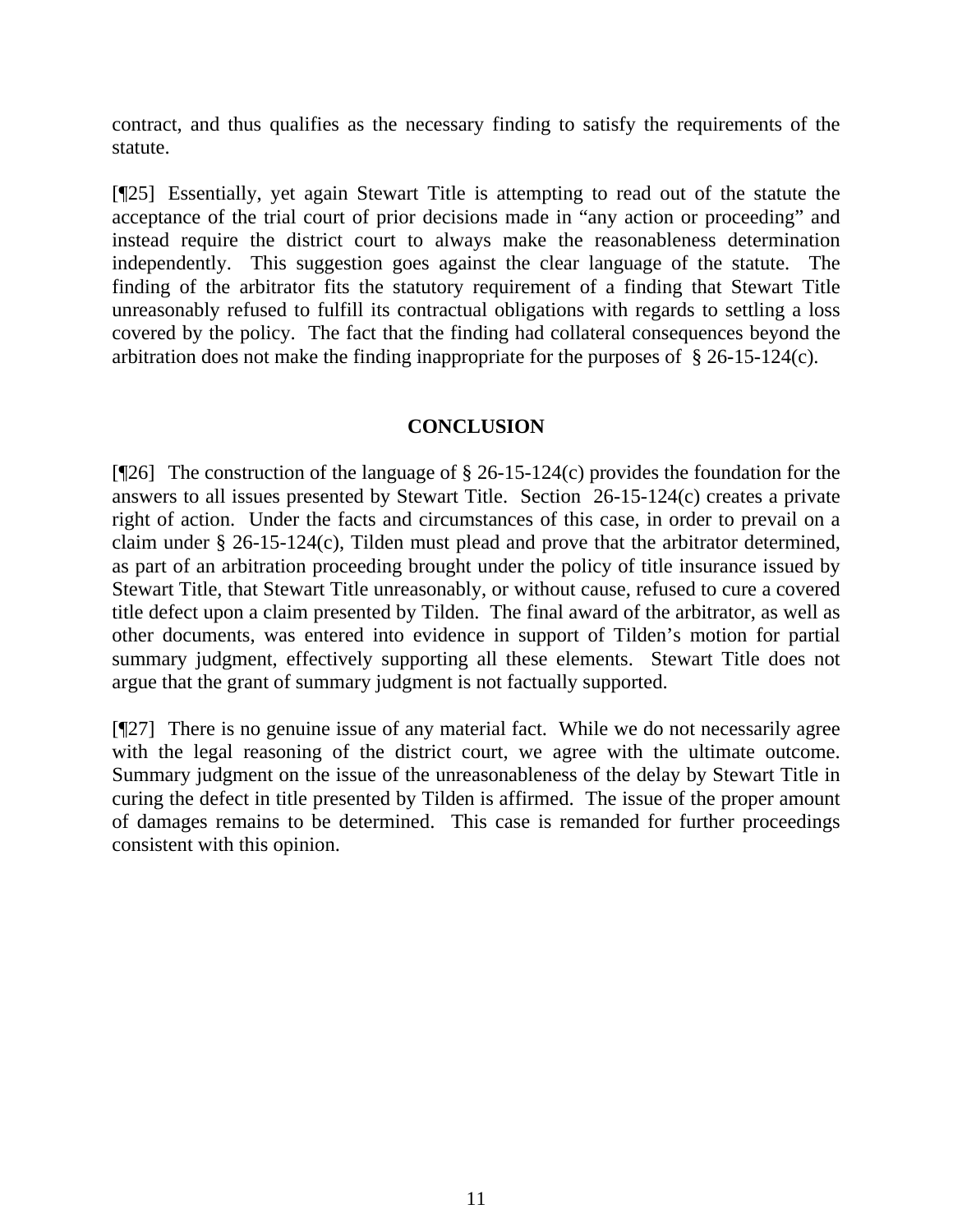contract, and thus qualifies as the necessary finding to satisfy the requirements of the statute.

[¶25] Essentially, yet again Stewart Title is attempting to read out of the statute the acceptance of the trial court of prior decisions made in "any action or proceeding" and instead require the district court to always make the reasonableness determination independently. This suggestion goes against the clear language of the statute. The finding of the arbitrator fits the statutory requirement of a finding that Stewart Title unreasonably refused to fulfill its contractual obligations with regards to settling a loss covered by the policy. The fact that the finding had collateral consequences beyond the arbitration does not make the finding inappropriate for the purposes of § 26-15-124(c).

## CONCLUSION

[¶26] The construction of the language of § 26-15-124(c) provides the foundation for the answers to all issues presented by Stewart Title. Section 26-15-124(c) creates a private right of action. Under the facts and circumstances of this case, in order to prevail on a claim under § 26-15-124(c), Tilden must plead and prove that the arbitrator determined, as part of an arbitration proceeding brought under the policy of title insurance issued by Stewart Title, that Stewart Title unreasonably, or without cause, refused to cure a covered title defect upon a claim presented by Tilden. The final award of the arbitrator, as well as other documents, was entered into evidence in support of Tilden's motion for partial summary judgment, effectively supporting all these elements. Stewart Title does not argue that the grant of summary judgment is not factually supported.

[¶27] There is no genuine issue of any material fact. While we do not necessarily agree with the legal reasoning of the district court, we agree with the ultimate outcome. Summary judgment on the issue of the unreasonableness of the delay by Stewart Title in curing the defect in title presented by Tilden is affirmed. The issue of the proper amount of damages remains to be determined. This case is remanded for further proceedings consistent with this opinion.